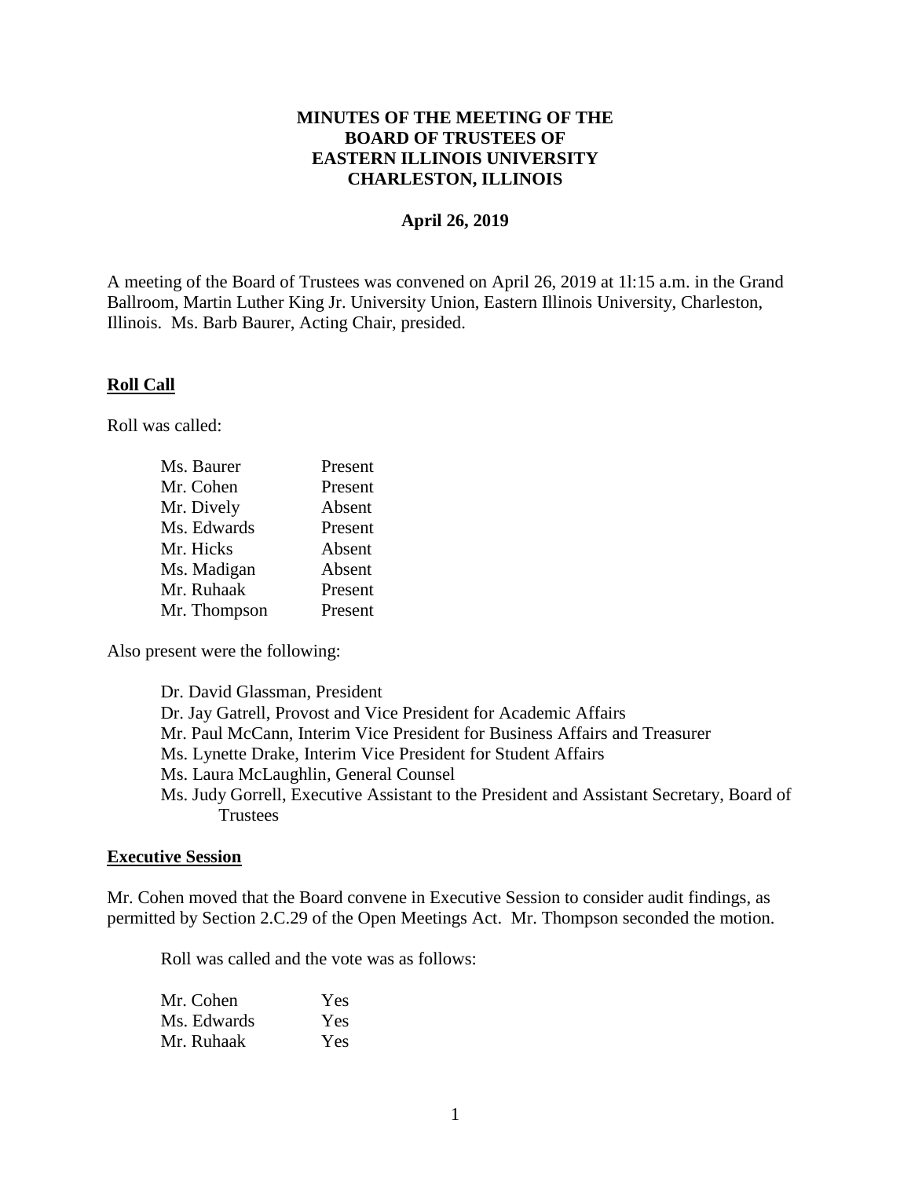**MINUTES OF THE MEETING OF THE BOARD OF TRUSTEES OF EASTERN ILLINOIS UNIVERSITY CHARLESTON, ILLINOIS**

**April 26, 2019**

A meeting of the Board of Trustees was convened on April 26, 2019 at 1l:15 a.m. in the Grand Ballroom, Martin Luther King Jr. University Union, Eastern Illinois University, Charleston, Illinois. Ms. Barb Baurer, Acting Chair, presided.

## Roll Call

Roll was called:

| | |
|---|---|
| Ms. Baurer | Present |
| Mr. Cohen | Present |
| Mr. Dively | Absent |
| Ms. Edwards | Present |
| Mr. Hicks | Absent |
| Ms. Madigan | Absent |
| Mr. Ruhaak | Present |
| Mr. Thompson | Present |

Also present were the following:

- Dr. David Glassman, President
- Dr. Jay Gatrell, Provost and Vice President for Academic Affairs
- Mr. Paul McCann, Interim Vice President for Business Affairs and Treasurer
- Ms. Lynette Drake, Interim Vice President for Student Affairs
- Ms. Laura McLaughlin, General Counsel
- Ms. Judy Gorrell, Executive Assistant to the President and Assistant Secretary, Board of Trustees

## Executive Session

Mr. Cohen moved that the Board convene in Executive Session to consider audit findings, as permitted by Section 2.C.29 of the Open Meetings Act. Mr. Thompson seconded the motion.

Roll was called and the vote was as follows:

| | |
|---|---|
| Mr. Cohen | Yes |
| Ms. Edwards | Yes |
| Mr. Ruhaak | Yes |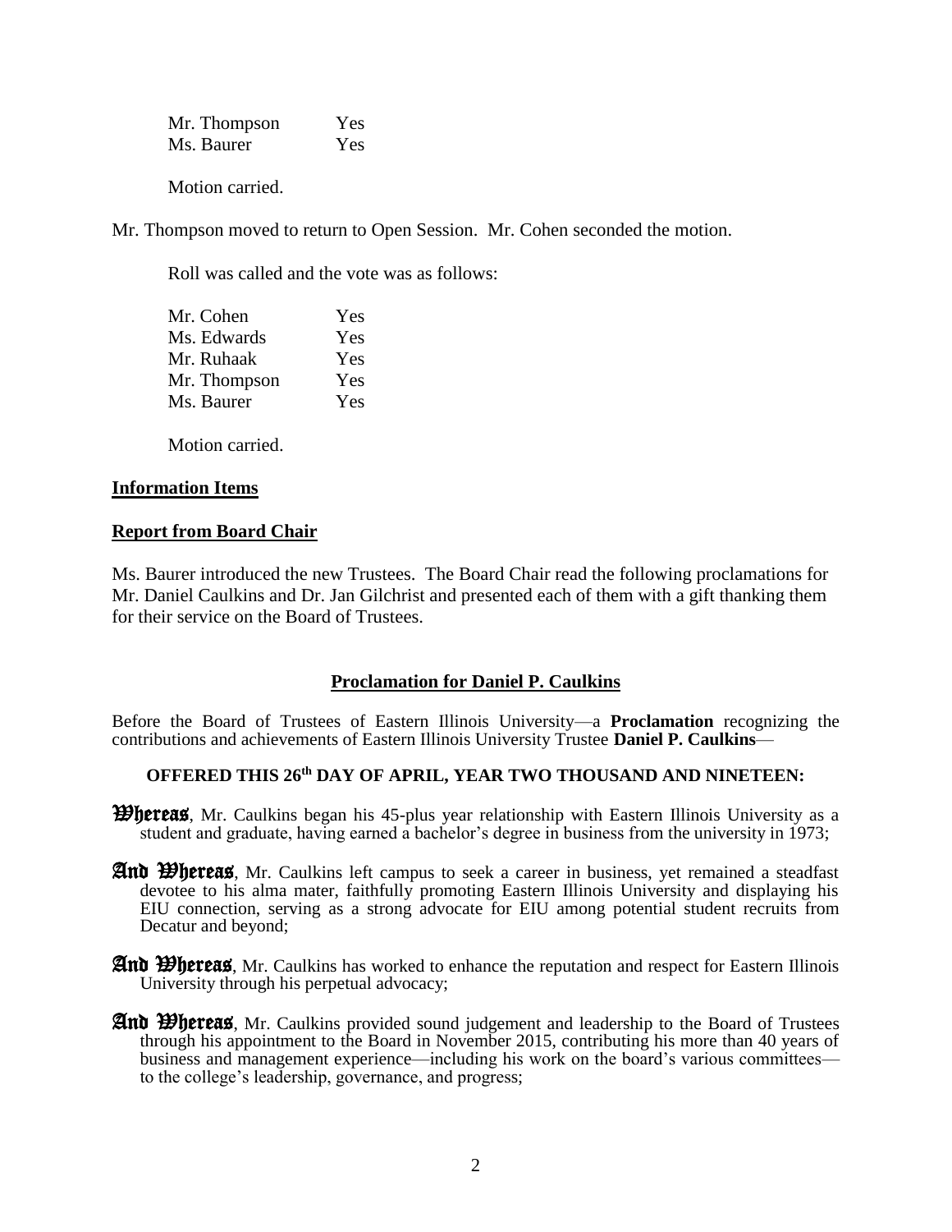| | |
|---|---|
| Mr. Thompson | Yes |
| Ms. Baurer | Yes |

Motion carried.

Mr. Thompson moved to return to Open Session. Mr. Cohen seconded the motion.

Roll was called and the vote was as follows:

| | |
|---|---|
| Mr. Cohen | Yes |
| Ms. Edwards | Yes |
| Mr. Ruhaak | Yes |
| Mr. Thompson | Yes |
| Ms. Baurer | Yes |

Motion carried.

**Information Items**

**Report from Board Chair**

Ms. Baurer introduced the new Trustees. The Board Chair read the following proclamations for Mr. Daniel Caulkins and Dr. Jan Gilchrist and presented each of them with a gift thanking them for their service on the Board of Trustees.

**Proclamation for Daniel P. Caulkins**

Before the Board of Trustees of Eastern Illinois University—a **Proclamation** recognizing the contributions and achievements of Eastern Illinois University Trustee **Daniel P. Caulkins**—

**OFFERED THIS 26th DAY OF APRIL, YEAR TWO THOUSAND AND NINETEEN:**

**Whereas**, Mr. Caulkins began his 45-plus year relationship with Eastern Illinois University as a student and graduate, having earned a bachelor's degree in business from the university in 1973;

**And Whereas**, Mr. Caulkins left campus to seek a career in business, yet remained a steadfast devotee to his alma mater, faithfully promoting Eastern Illinois University and displaying his EIU connection, serving as a strong advocate for EIU among potential student recruits from Decatur and beyond;

**And Whereas**, Mr. Caulkins has worked to enhance the reputation and respect for Eastern Illinois University through his perpetual advocacy;

**And Whereas**, Mr. Caulkins provided sound judgement and leadership to the Board of Trustees through his appointment to the Board in November 2015, contributing his more than 40 years of business and management experience—including his work on the board's various committees—to the college's leadership, governance, and progress;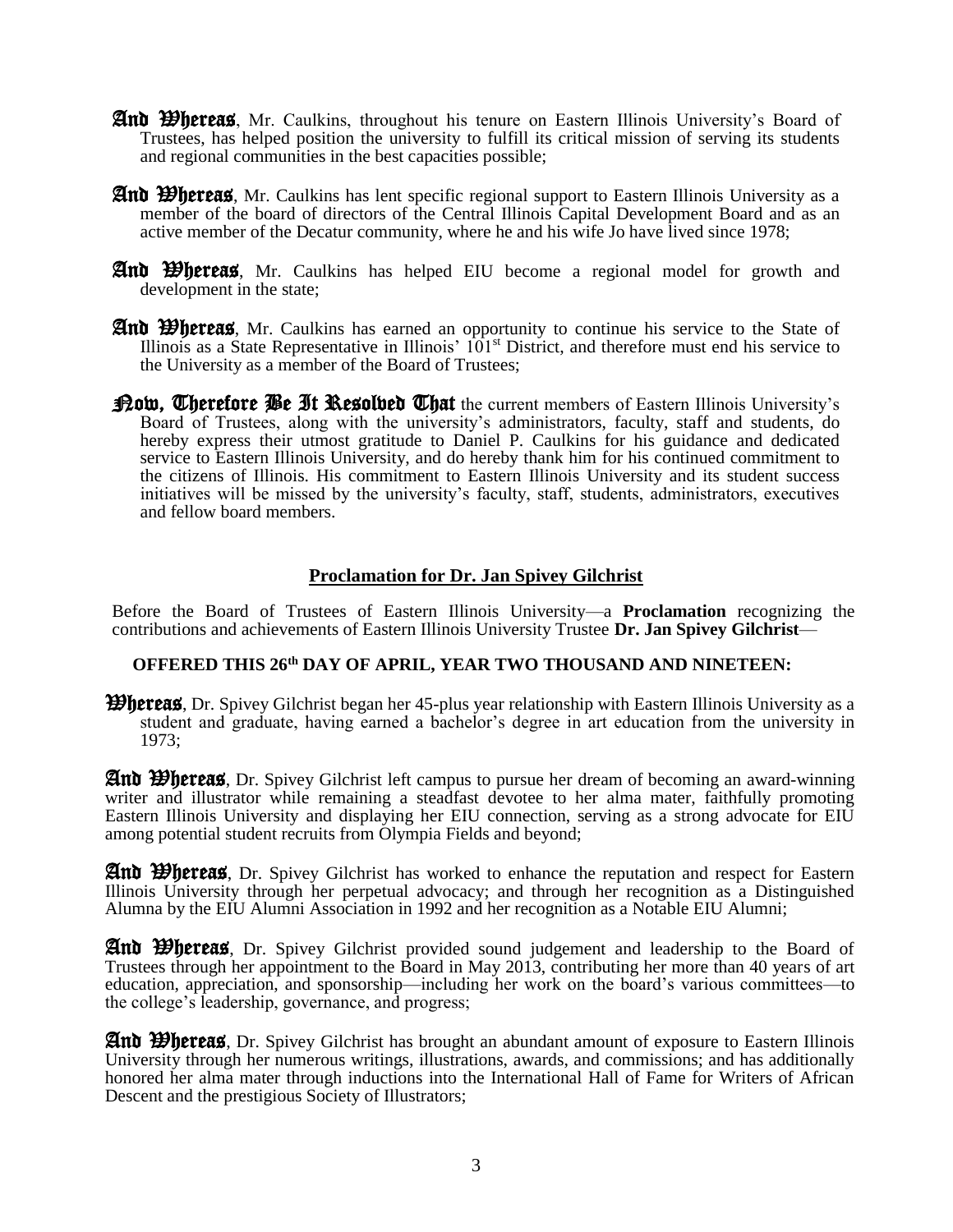**And Whereas**, Mr. Caulkins, throughout his tenure on Eastern Illinois University's Board of Trustees, has helped position the university to fulfill its critical mission of serving its students and regional communities in the best capacities possible;

**And Whereas**, Mr. Caulkins has lent specific regional support to Eastern Illinois University as a member of the board of directors of the Central Illinois Capital Development Board and as an active member of the Decatur community, where he and his wife Jo have lived since 1978;

**And Whereas**, Mr. Caulkins has helped EIU become a regional model for growth and development in the state;

**And Whereas**, Mr. Caulkins has earned an opportunity to continue his service to the State of Illinois as a State Representative in Illinois' 101st District, and therefore must end his service to the University as a member of the Board of Trustees;

**Now, Therefore Be It Resolved That** the current members of Eastern Illinois University's Board of Trustees, along with the university's administrators, faculty, staff and students, do hereby express their utmost gratitude to Daniel P. Caulkins for his guidance and dedicated service to Eastern Illinois University, and do hereby thank him for his continued commitment to the citizens of Illinois. His commitment to Eastern Illinois University and its student success initiatives will be missed by the university's faculty, staff, students, administrators, executives and fellow board members.

## Proclamation for Dr. Jan Spivey Gilchrist

Before the Board of Trustees of Eastern Illinois University—a **Proclamation** recognizing the contributions and achievements of Eastern Illinois University Trustee **Dr. Jan Spivey Gilchrist**—

**OFFERED THIS 26th DAY OF APRIL, YEAR TWO THOUSAND AND NINETEEN:**

**Whereas**, Dr. Spivey Gilchrist began her 45-plus year relationship with Eastern Illinois University as a student and graduate, having earned a bachelor's degree in art education from the university in 1973;

**And Whereas**, Dr. Spivey Gilchrist left campus to pursue her dream of becoming an award-winning writer and illustrator while remaining a steadfast devotee to her alma mater, faithfully promoting Eastern Illinois University and displaying her EIU connection, serving as a strong advocate for EIU among potential student recruits from Olympia Fields and beyond;

**And Whereas**, Dr. Spivey Gilchrist has worked to enhance the reputation and respect for Eastern Illinois University through her perpetual advocacy; and through her recognition as a Distinguished Alumna by the EIU Alumni Association in 1992 and her recognition as a Notable EIU Alumni;

**And Whereas**, Dr. Spivey Gilchrist provided sound judgement and leadership to the Board of Trustees through her appointment to the Board in May 2013, contributing her more than 40 years of art education, appreciation, and sponsorship—including her work on the board's various committees—to the college's leadership, governance, and progress;

**And Whereas**, Dr. Spivey Gilchrist has brought an abundant amount of exposure to Eastern Illinois University through her numerous writings, illustrations, awards, and commissions; and has additionally honored her alma mater through inductions into the International Hall of Fame for Writers of African Descent and the prestigious Society of Illustrators;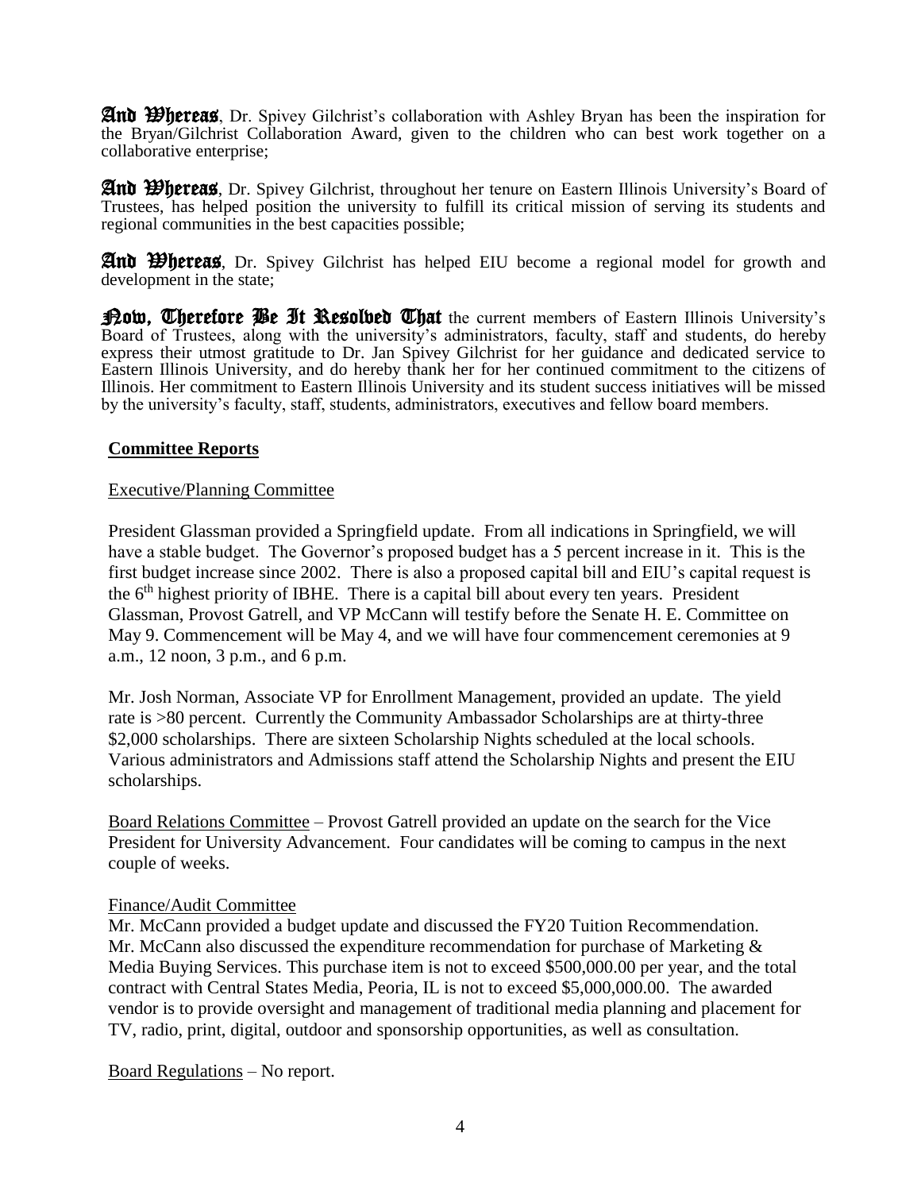**And Whereas**, Dr. Spivey Gilchrist's collaboration with Ashley Bryan has been the inspiration for the Bryan/Gilchrist Collaboration Award, given to the children who can best work together on a collaborative enterprise;

**And Whereas**, Dr. Spivey Gilchrist, throughout her tenure on Eastern Illinois University's Board of Trustees, has helped position the university to fulfill its critical mission of serving its students and regional communities in the best capacities possible;

**And Whereas**, Dr. Spivey Gilchrist has helped EIU become a regional model for growth and development in the state;

**Now, Therefore Be It Resolved That** the current members of Eastern Illinois University's Board of Trustees, along with the university's administrators, faculty, staff and students, do hereby express their utmost gratitude to Dr. Jan Spivey Gilchrist for her guidance and dedicated service to Eastern Illinois University, and do hereby thank her for her continued commitment to the citizens of Illinois. Her commitment to Eastern Illinois University and its student success initiatives will be missed by the university's faculty, staff, students, administrators, executives and fellow board members.

**Committee Reports**

Executive/Planning Committee

President Glassman provided a Springfield update. From all indications in Springfield, we will have a stable budget. The Governor's proposed budget has a 5 percent increase in it. This is the first budget increase since 2002. There is also a proposed capital bill and EIU's capital request is the 6th highest priority of IBHE. There is a capital bill about every ten years. President Glassman, Provost Gatrell, and VP McCann will testify before the Senate H. E. Committee on May 9. Commencement will be May 4, and we will have four commencement ceremonies at 9 a.m., 12 noon, 3 p.m., and 6 p.m.

Mr. Josh Norman, Associate VP for Enrollment Management, provided an update. The yield rate is >80 percent. Currently the Community Ambassador Scholarships are at thirty-three $2,000 scholarships. There are sixteen Scholarship Nights scheduled at the local schools. Various administrators and Admissions staff attend the Scholarship Nights and present the EIU scholarships.

Board Relations Committee – Provost Gatrell provided an update on the search for the Vice President for University Advancement. Four candidates will be coming to campus in the next couple of weeks.

Finance/Audit Committee

Mr. McCann provided a budget update and discussed the FY20 Tuition Recommendation. Mr. McCann also discussed the expenditure recommendation for purchase of Marketing & Media Buying Services. This purchase item is not to exceed $500,000.00 per year, and the total contract with Central States Media, Peoria, IL is not to exceed $5,000,000.00. The awarded vendor is to provide oversight and management of traditional media planning and placement for TV, radio, print, digital, outdoor and sponsorship opportunities, as well as consultation.

Board Regulations – No report.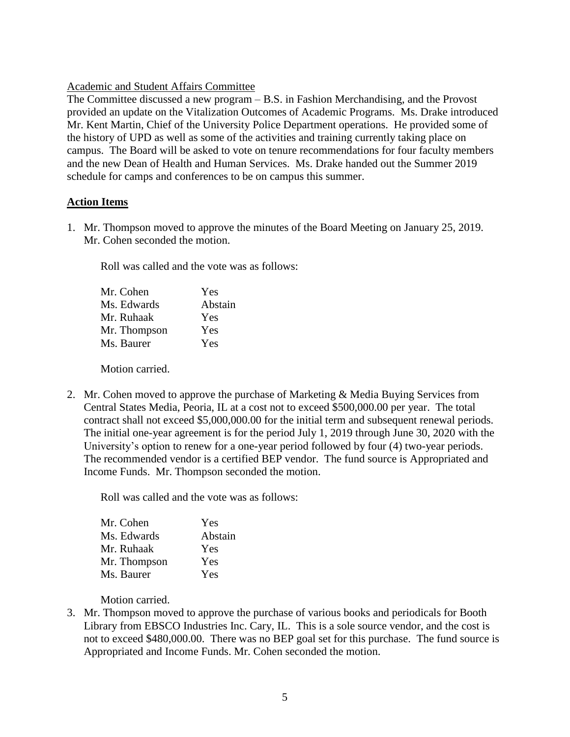Academic and Student Affairs Committee

The Committee discussed a new program – B.S. in Fashion Merchandising, and the Provost provided an update on the Vitalization Outcomes of Academic Programs. Ms. Drake introduced Mr. Kent Martin, Chief of the University Police Department operations. He provided some of the history of UPD as well as some of the activities and training currently taking place on campus. The Board will be asked to vote on tenure recommendations for four faculty members and the new Dean of Health and Human Services. Ms. Drake handed out the Summer 2019 schedule for camps and conferences to be on campus this summer.

**Action Items**

1. Mr. Thompson moved to approve the minutes of the Board Meeting on January 25, 2019. Mr. Cohen seconded the motion.

   Roll was called and the vote was as follows:

   | | |
   |---|---|
   | Mr. Cohen | Yes |
   | Ms. Edwards | Abstain |
   | Mr. Ruhaak | Yes |
   | Mr. Thompson | Yes |
   | Ms. Baurer | Yes |

   Motion carried.

2. Mr. Cohen moved to approve the purchase of Marketing & Media Buying Services from Central States Media, Peoria, IL at a cost not to exceed $500,000.00 per year. The total contract shall not exceed $5,000,000.00 for the initial term and subsequent renewal periods. The initial one-year agreement is for the period July 1, 2019 through June 30, 2020 with the University's option to renew for a one-year period followed by four (4) two-year periods. The recommended vendor is a certified BEP vendor. The fund source is Appropriated and Income Funds. Mr. Thompson seconded the motion.

   Roll was called and the vote was as follows:

   | | |
   |---|---|
   | Mr. Cohen | Yes |
   | Ms. Edwards | Abstain |
   | Mr. Ruhaak | Yes |
   | Mr. Thompson | Yes |
   | Ms. Baurer | Yes |

   Motion carried.

3. Mr. Thompson moved to approve the purchase of various books and periodicals for Booth Library from EBSCO Industries Inc. Cary, IL. This is a sole source vendor, and the cost is not to exceed $480,000.00. There was no BEP goal set for this purchase. The fund source is Appropriated and Income Funds. Mr. Cohen seconded the motion.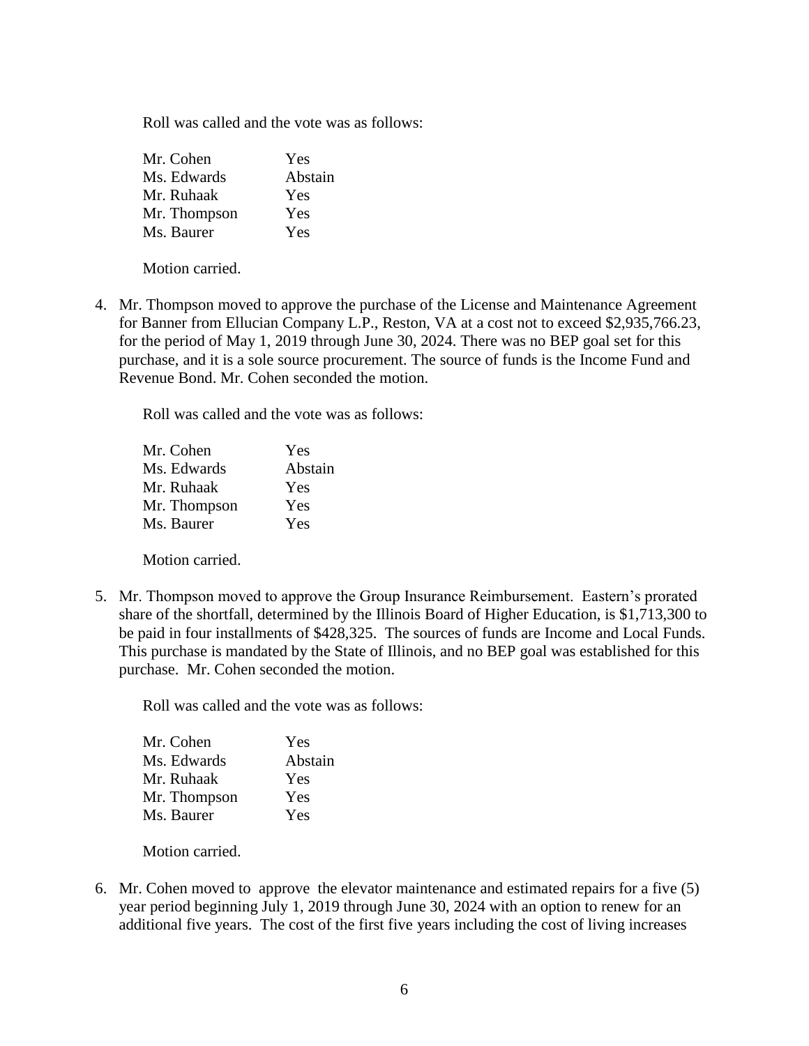Roll was called and the vote was as follows:

| | |
|---|---|
| Mr. Cohen | Yes |
| Ms. Edwards | Abstain |
| Mr. Ruhaak | Yes |
| Mr. Thompson | Yes |
| Ms. Baurer | Yes |

Motion carried.

4. Mr. Thompson moved to approve the purchase of the License and Maintenance Agreement for Banner from Ellucian Company L.P., Reston, VA at a cost not to exceed $2,935,766.23, for the period of May 1, 2019 through June 30, 2024. There was no BEP goal set for this purchase, and it is a sole source procurement. The source of funds is the Income Fund and Revenue Bond. Mr. Cohen seconded the motion.

   Roll was called and the vote was as follows:

   | | |
   |---|---|
   | Mr. Cohen | Yes |
   | Ms. Edwards | Abstain |
   | Mr. Ruhaak | Yes |
   | Mr. Thompson | Yes |
   | Ms. Baurer | Yes |

   Motion carried.

5. Mr. Thompson moved to approve the Group Insurance Reimbursement. Eastern's prorated share of the shortfall, determined by the Illinois Board of Higher Education, is $1,713,300 to be paid in four installments of $428,325. The sources of funds are Income and Local Funds. This purchase is mandated by the State of Illinois, and no BEP goal was established for this purchase. Mr. Cohen seconded the motion.

   Roll was called and the vote was as follows:

   | | |
   |---|---|
   | Mr. Cohen | Yes |
   | Ms. Edwards | Abstain |
   | Mr. Ruhaak | Yes |
   | Mr. Thompson | Yes |
   | Ms. Baurer | Yes |

   Motion carried.

6. Mr. Cohen moved to approve the elevator maintenance and estimated repairs for a five (5) year period beginning July 1, 2019 through June 30, 2024 with an option to renew for an additional five years. The cost of the first five years including the cost of living increases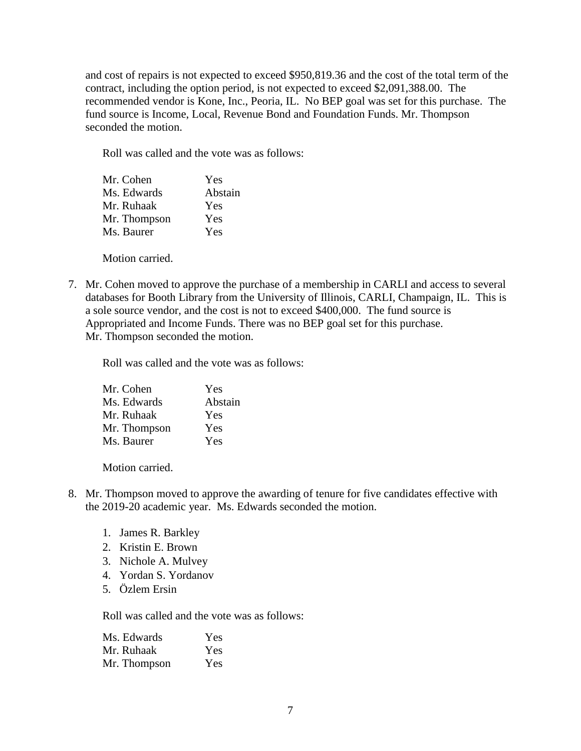and cost of repairs is not expected to exceed $950,819.36 and the cost of the total term of the contract, including the option period, is not expected to exceed $2,091,388.00. The recommended vendor is Kone, Inc., Peoria, IL. No BEP goal was set for this purchase. The fund source is Income, Local, Revenue Bond and Foundation Funds. Mr. Thompson seconded the motion.

Roll was called and the vote was as follows:

| | |
|---|---|
| Mr. Cohen | Yes |
| Ms. Edwards | Abstain |
| Mr. Ruhaak | Yes |
| Mr. Thompson | Yes |
| Ms. Baurer | Yes |

Motion carried.

7. Mr. Cohen moved to approve the purchase of a membership in CARLI and access to several databases for Booth Library from the University of Illinois, CARLI, Champaign, IL. This is a sole source vendor, and the cost is not to exceed $400,000. The fund source is Appropriated and Income Funds. There was no BEP goal set for this purchase. Mr. Thompson seconded the motion.

   Roll was called and the vote was as follows:

   | | |
   |---|---|
   | Mr. Cohen | Yes |
   | Ms. Edwards | Abstain |
   | Mr. Ruhaak | Yes |
   | Mr. Thompson | Yes |
   | Ms. Baurer | Yes |

   Motion carried.

8. Mr. Thompson moved to approve the awarding of tenure for five candidates effective with the 2019-20 academic year. Ms. Edwards seconded the motion.

   1. James R. Barkley
   2. Kristin E. Brown
   3. Nichole A. Mulvey
   4. Yordan S. Yordanov
   5. Özlem Ersin

   Roll was called and the vote was as follows:

   | | |
   |---|---|
   | Ms. Edwards | Yes |
   | Mr. Ruhaak | Yes |
   | Mr. Thompson | Yes |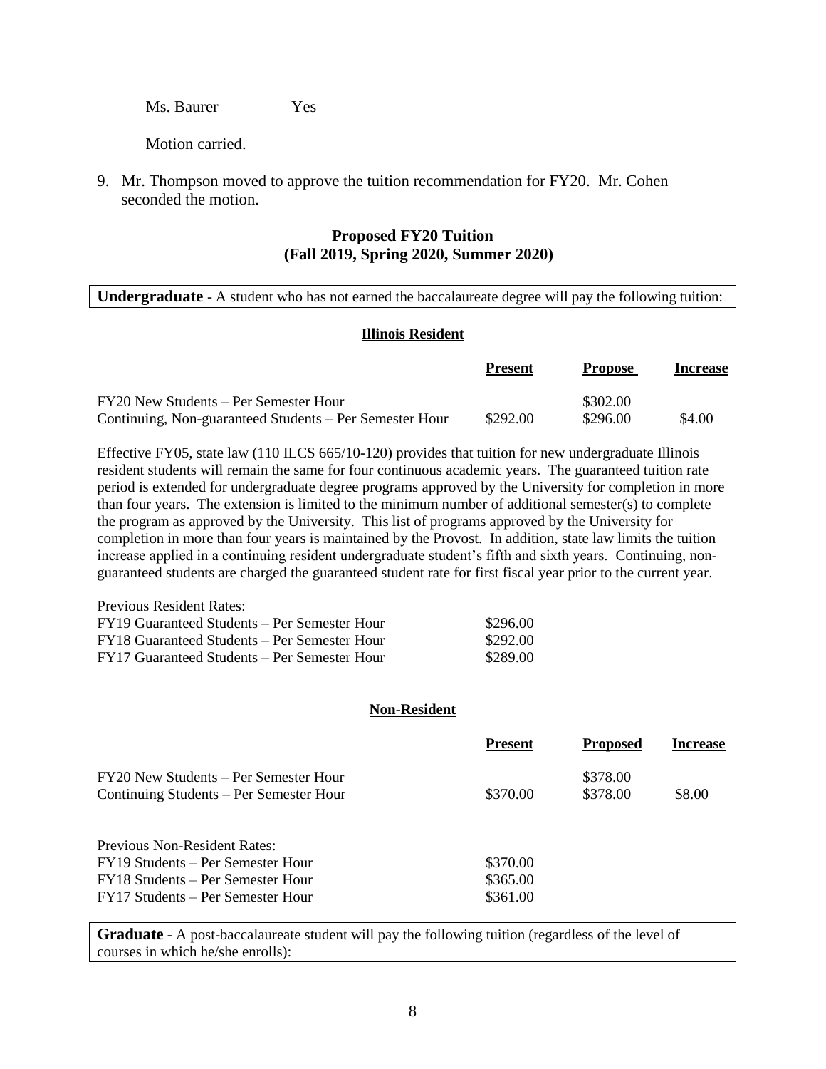Ms. Baurer Yes

Motion carried.

9. Mr. Thompson moved to approve the tuition recommendation for FY20. Mr. Cohen seconded the motion.

## Proposed FY20 Tuition
## (Fall 2019, Spring 2020, Summer 2020)

**Undergraduate** - A student who has not earned the baccalaureate degree will pay the following tuition:

**Illinois Resident**

| | Present | Propose | Increase |
|---|---|---|---|
| FY20 New Students – Per Semester Hour | | \$302.00 | |
| Continuing, Non-guaranteed Students – Per Semester Hour | \$292.00 | \$296.00 | \$4.00 |

Effective FY05, state law (110 ILCS 665/10-120) provides that tuition for new undergraduate Illinois resident students will remain the same for four continuous academic years. The guaranteed tuition rate period is extended for undergraduate degree programs approved by the University for completion in more than four years. The extension is limited to the minimum number of additional semester(s) to complete the program as approved by the University. This list of programs approved by the University for completion in more than four years is maintained by the Provost. In addition, state law limits the tuition increase applied in a continuing resident undergraduate student's fifth and sixth years. Continuing, non-guaranteed students are charged the guaranteed student rate for first fiscal year prior to the current year.

| Previous Resident Rates: | |
|---|---|
| FY19 Guaranteed Students – Per Semester Hour | \$296.00 |
| FY18 Guaranteed Students – Per Semester Hour | \$292.00 |
| FY17 Guaranteed Students – Per Semester Hour | \$289.00 |

**Non-Resident**

| | Present | Proposed | Increase |
|---|---|---|---|
| FY20 New Students – Per Semester Hour | | \$378.00 | |
| Continuing Students – Per Semester Hour | \$370.00 | \$378.00 | \$8.00 |

| Previous Non-Resident Rates: | |
|---|---|
| FY19 Students – Per Semester Hour | \$370.00 |
| FY18 Students – Per Semester Hour | \$365.00 |
| FY17 Students – Per Semester Hour | \$361.00 |

**Graduate** - A post-baccalaureate student will pay the following tuition (regardless of the level of courses in which he/she enrolls):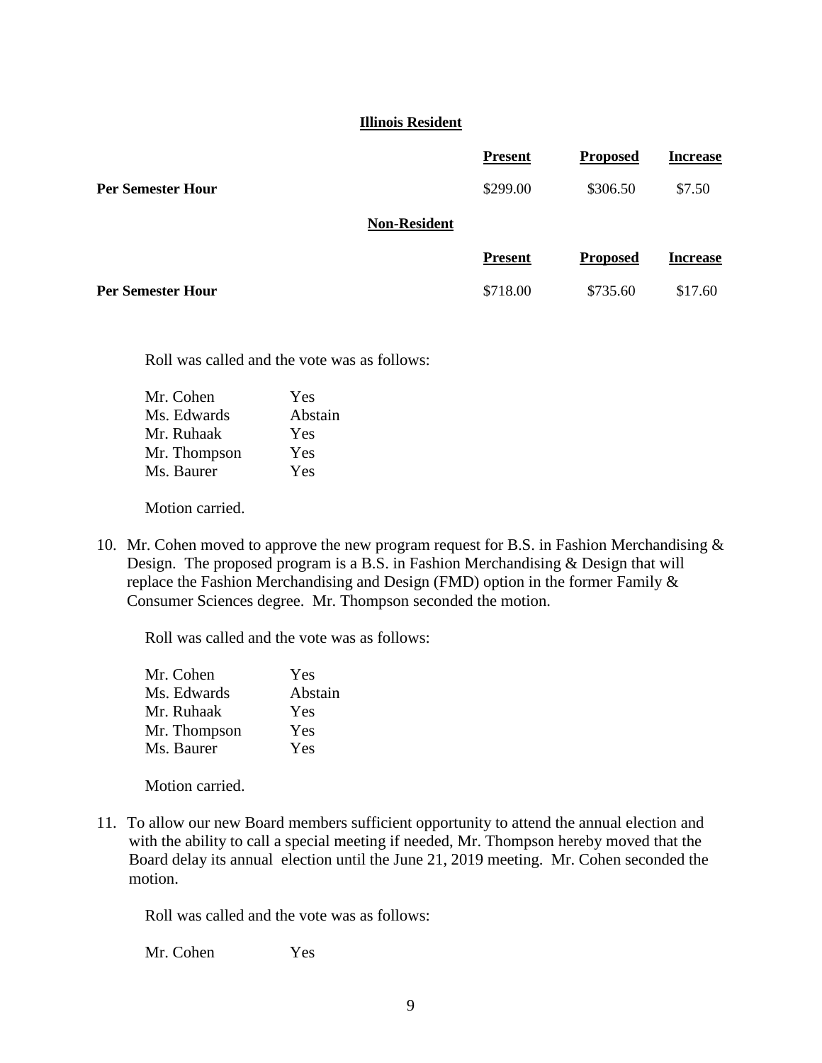**Illinois Resident**

| | Present | Proposed | Increase |
|---|---|---|---|
| **Per Semester Hour** | $299.00 | $306.50 | $7.50 |

**Non-Resident**

| | Present | Proposed | Increase |
|---|---|---|---|
| **Per Semester Hour** | $718.00 | $735.60 | $17.60 |

Roll was called and the vote was as follows:

Mr. Cohen Yes
Ms. Edwards Abstain
Mr. Ruhaak Yes
Mr. Thompson Yes
Ms. Baurer Yes

Motion carried.

10. Mr. Cohen moved to approve the new program request for B.S. in Fashion Merchandising & Design. The proposed program is a B.S. in Fashion Merchandising & Design that will replace the Fashion Merchandising and Design (FMD) option in the former Family & Consumer Sciences degree. Mr. Thompson seconded the motion.

Roll was called and the vote was as follows:

Mr. Cohen Yes
Ms. Edwards Abstain
Mr. Ruhaak Yes
Mr. Thompson Yes
Ms. Baurer Yes

Motion carried.

11. To allow our new Board members sufficient opportunity to attend the annual election and with the ability to call a special meeting if needed, Mr. Thompson hereby moved that the Board delay its annual election until the June 21, 2019 meeting. Mr. Cohen seconded the motion.

Roll was called and the vote was as follows:

Mr. Cohen Yes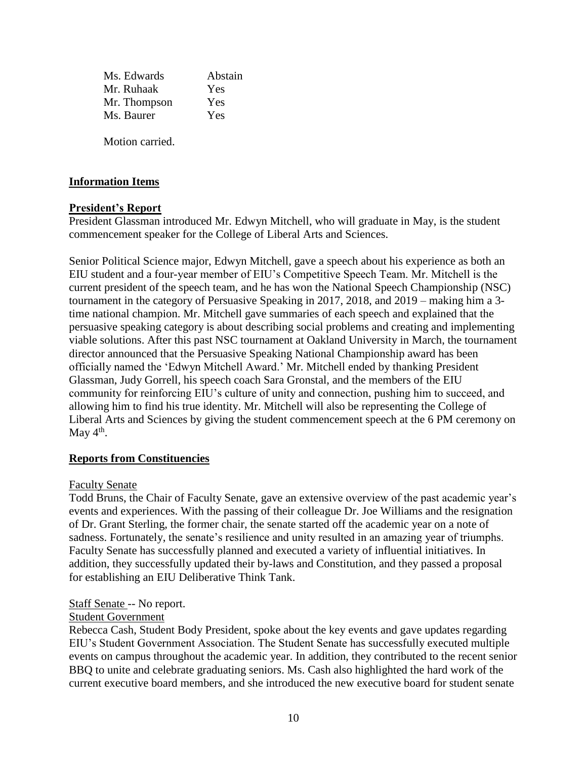| | |
|---|---|
| Ms. Edwards | Abstain |
| Mr. Ruhaak | Yes |
| Mr. Thompson | Yes |
| Ms. Baurer | Yes |

Motion carried.

**Information Items**

**President's Report**

President Glassman introduced Mr. Edwyn Mitchell, who will graduate in May, is the student commencement speaker for the College of Liberal Arts and Sciences.

Senior Political Science major, Edwyn Mitchell, gave a speech about his experience as both an EIU student and a four-year member of EIU's Competitive Speech Team. Mr. Mitchell is the current president of the speech team, and he has won the National Speech Championship (NSC) tournament in the category of Persuasive Speaking in 2017, 2018, and 2019 – making him a 3-time national champion. Mr. Mitchell gave summaries of each speech and explained that the persuasive speaking category is about describing social problems and creating and implementing viable solutions. After this past NSC tournament at Oakland University in March, the tournament director announced that the Persuasive Speaking National Championship award has been officially named the 'Edwyn Mitchell Award.' Mr. Mitchell ended by thanking President Glassman, Judy Gorrell, his speech coach Sara Gronstal, and the members of the EIU community for reinforcing EIU's culture of unity and connection, pushing him to succeed, and allowing him to find his true identity. Mr. Mitchell will also be representing the College of Liberal Arts and Sciences by giving the student commencement speech at the 6 PM ceremony on May 4th.

**Reports from Constituencies**

Faculty Senate

Todd Bruns, the Chair of Faculty Senate, gave an extensive overview of the past academic year's events and experiences. With the passing of their colleague Dr. Joe Williams and the resignation of Dr. Grant Sterling, the former chair, the senate started off the academic year on a note of sadness. Fortunately, the senate's resilience and unity resulted in an amazing year of triumphs. Faculty Senate has successfully planned and executed a variety of influential initiatives. In addition, they successfully updated their by-laws and Constitution, and they passed a proposal for establishing an EIU Deliberative Think Tank.

Staff Senate -- No report.

Student Government

Rebecca Cash, Student Body President, spoke about the key events and gave updates regarding EIU's Student Government Association. The Student Senate has successfully executed multiple events on campus throughout the academic year. In addition, they contributed to the recent senior BBQ to unite and celebrate graduating seniors. Ms. Cash also highlighted the hard work of the current executive board members, and she introduced the new executive board for student senate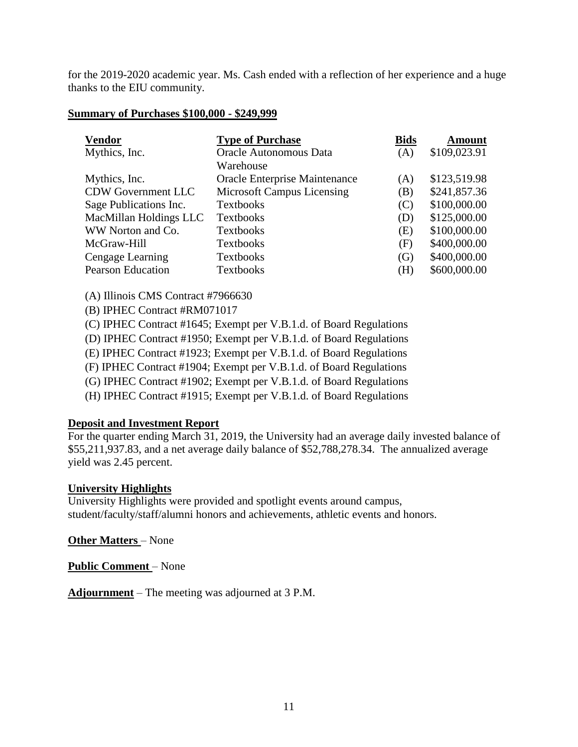for the 2019-2020 academic year. Ms. Cash ended with a reflection of her experience and a huge thanks to the EIU community.

**Summary of Purchases $100,000 - $249,999**

| Vendor | Type of Purchase | Bids | Amount |
|---|---|---|---|
| Mythics, Inc. | Oracle Autonomous Data Warehouse | (A) | $109,023.91 |
| Mythics, Inc. | Oracle Enterprise Maintenance | (A) | $123,519.98 |
| CDW Government LLC | Microsoft Campus Licensing | (B) | $241,857.36 |
| Sage Publications Inc. | Textbooks | (C) | $100,000.00 |
| MacMillan Holdings LLC | Textbooks | (D) | $125,000.00 |
| WW Norton and Co. | Textbooks | (E) | $100,000.00 |
| McGraw-Hill | Textbooks | (F) | $400,000.00 |
| Cengage Learning | Textbooks | (G) | $400,000.00 |
| Pearson Education | Textbooks | (H) | $600,000.00 |

(A) Illinois CMS Contract #7966630

(B) IPHEC Contract #RM071017

(C) IPHEC Contract #1645; Exempt per V.B.1.d. of Board Regulations

(D) IPHEC Contract #1950; Exempt per V.B.1.d. of Board Regulations

(E) IPHEC Contract #1923; Exempt per V.B.1.d. of Board Regulations

(F) IPHEC Contract #1904; Exempt per V.B.1.d. of Board Regulations

(G) IPHEC Contract #1902; Exempt per V.B.1.d. of Board Regulations

(H) IPHEC Contract #1915; Exempt per V.B.1.d. of Board Regulations

**Deposit and Investment Report**

For the quarter ending March 31, 2019, the University had an average daily invested balance of $55,211,937.83, and a net average daily balance of $52,788,278.34. The annualized average yield was 2.45 percent.

**University Highlights**

University Highlights were provided and spotlight events around campus, student/faculty/staff/alumni honors and achievements, athletic events and honors.

**Other Matters** – None

**Public Comment** – None

**Adjournment** – The meeting was adjourned at 3 P.M.